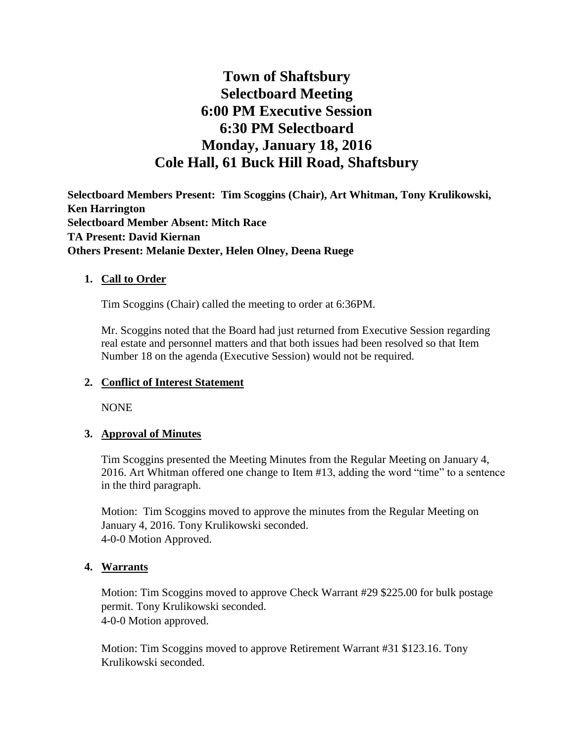# Town of Shaftsbury
# Selectboard Meeting
# 6:00 PM Executive Session
# 6:30 PM Selectboard
# Monday, January 18, 2016
# Cole Hall, 61 Buck Hill Road, Shaftsbury

**Selectboard Members Present: Tim Scoggins (Chair), Art Whitman, Tony Krulikowski, Ken Harrington**
**Selectboard Member Absent: Mitch Race**
**TA Present: David Kiernan**
**Others Present: Melanie Dexter, Helen Olney, Deena Ruege**

1. **Call to Order**

   Tim Scoggins (Chair) called the meeting to order at 6:36PM.

   Mr. Scoggins noted that the Board had just returned from Executive Session regarding real estate and personnel matters and that both issues had been resolved so that Item Number 18 on the agenda (Executive Session) would not be required.

2. **Conflict of Interest Statement**

   NONE

3. **Approval of Minutes**

   Tim Scoggins presented the Meeting Minutes from the Regular Meeting on January 4, 2016. Art Whitman offered one change to Item #13, adding the word "time" to a sentence in the third paragraph.

   Motion: Tim Scoggins moved to approve the minutes from the Regular Meeting on January 4, 2016. Tony Krulikowski seconded.
   4-0-0 Motion Approved.

4. **Warrants**

   Motion: Tim Scoggins moved to approve Check Warrant #29 $225.00 for bulk postage permit. Tony Krulikowski seconded.
   4-0-0 Motion approved.

   Motion: Tim Scoggins moved to approve Retirement Warrant #31 $123.16. Tony Krulikowski seconded.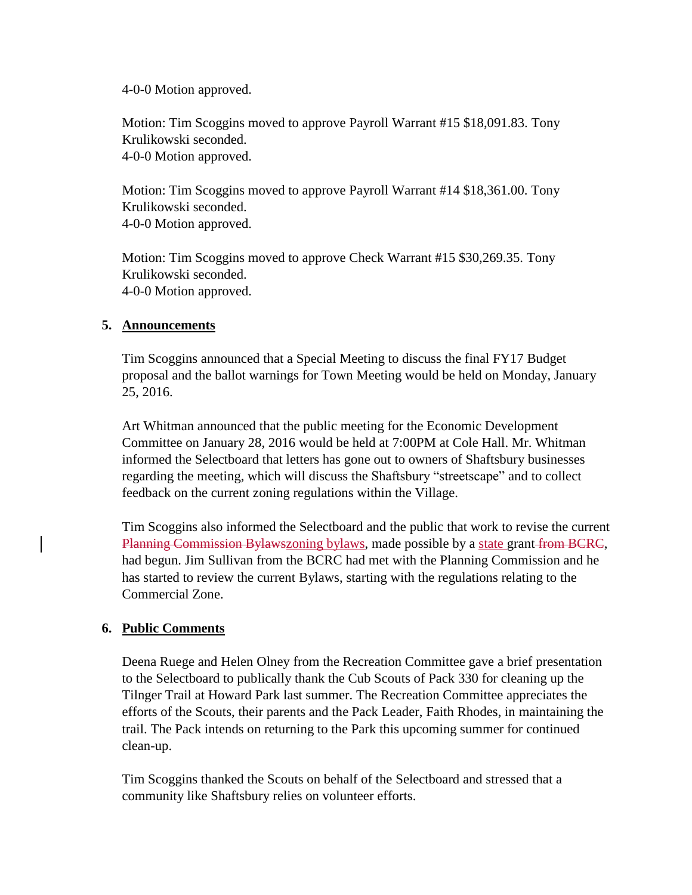4-0-0 Motion approved.

Motion: Tim Scoggins moved to approve Payroll Warrant #15 $18,091.83. Tony Krulikowski seconded.
4-0-0 Motion approved.

Motion: Tim Scoggins moved to approve Payroll Warrant #14 $18,361.00. Tony Krulikowski seconded.
4-0-0 Motion approved.

Motion: Tim Scoggins moved to approve Check Warrant #15 $30,269.35. Tony Krulikowski seconded.
4-0-0 Motion approved.

## 5. Announcements

Tim Scoggins announced that a Special Meeting to discuss the final FY17 Budget proposal and the ballot warnings for Town Meeting would be held on Monday, January 25, 2016.

Art Whitman announced that the public meeting for the Economic Development Committee on January 28, 2016 would be held at 7:00PM at Cole Hall. Mr. Whitman informed the Selectboard that letters has gone out to owners of Shaftsbury businesses regarding the meeting, which will discuss the Shaftsbury "streetscape" and to collect feedback on the current zoning regulations within the Village.

Tim Scoggins also informed the Selectboard and the public that work to revise the current ~~Planning Commission Bylaws~~zoning bylaws, made possible by a state grant ~~from BCRC~~, had begun. Jim Sullivan from the BCRC had met with the Planning Commission and he has started to review the current Bylaws, starting with the regulations relating to the Commercial Zone.

## 6. Public Comments

Deena Ruege and Helen Olney from the Recreation Committee gave a brief presentation to the Selectboard to publically thank the Cub Scouts of Pack 330 for cleaning up the Tilnger Trail at Howard Park last summer. The Recreation Committee appreciates the efforts of the Scouts, their parents and the Pack Leader, Faith Rhodes, in maintaining the trail. The Pack intends on returning to the Park this upcoming summer for continued clean-up.

Tim Scoggins thanked the Scouts on behalf of the Selectboard and stressed that a community like Shaftsbury relies on volunteer efforts.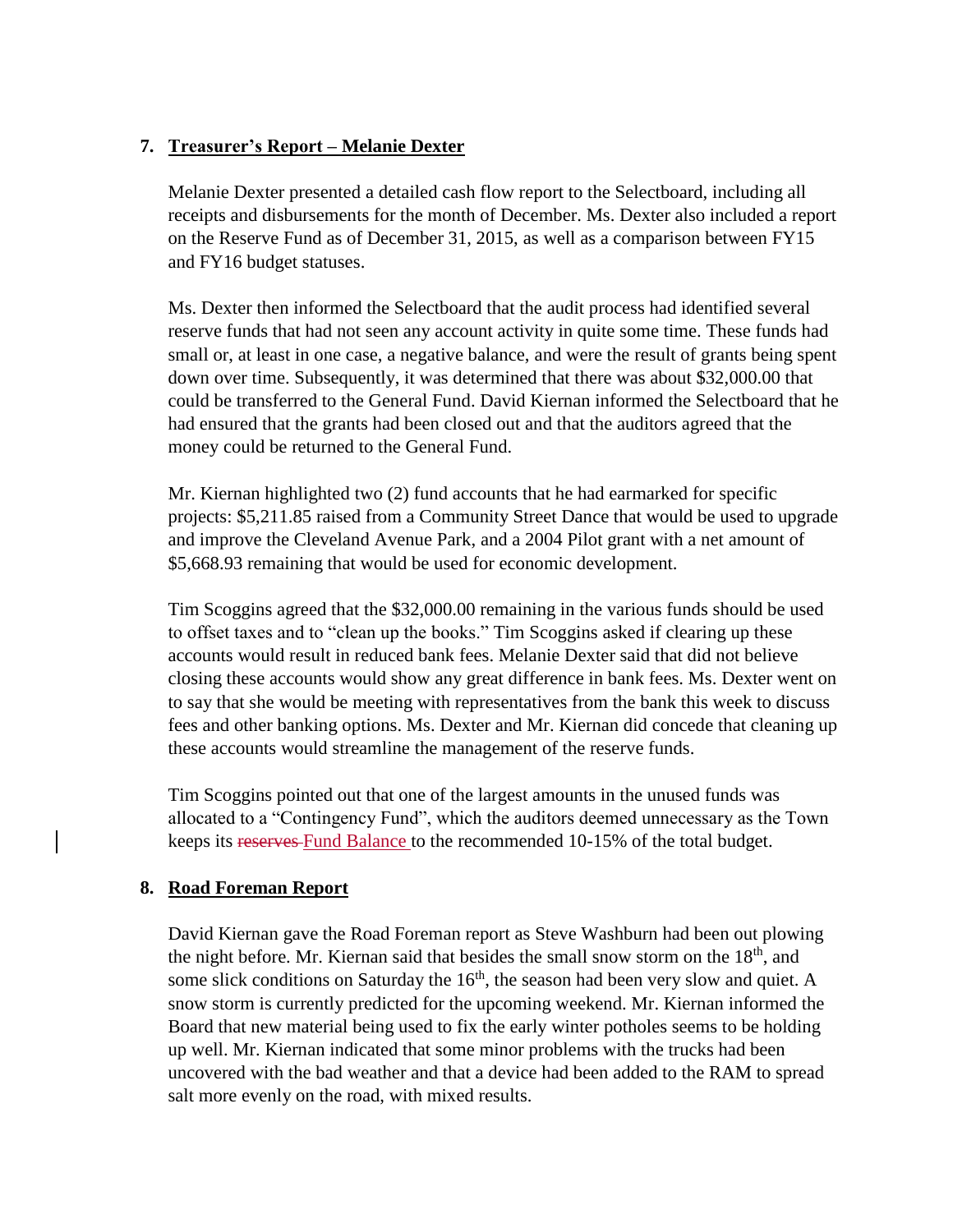## 7. Treasurer's Report – Melanie Dexter

Melanie Dexter presented a detailed cash flow report to the Selectboard, including all receipts and disbursements for the month of December. Ms. Dexter also included a report on the Reserve Fund as of December 31, 2015, as well as a comparison between FY15 and FY16 budget statuses.

Ms. Dexter then informed the Selectboard that the audit process had identified several reserve funds that had not seen any account activity in quite some time. These funds had small or, at least in one case, a negative balance, and were the result of grants being spent down over time. Subsequently, it was determined that there was about $32,000.00 that could be transferred to the General Fund. David Kiernan informed the Selectboard that he had ensured that the grants had been closed out and that the auditors agreed that the money could be returned to the General Fund.

Mr. Kiernan highlighted two (2) fund accounts that he had earmarked for specific projects: $5,211.85 raised from a Community Street Dance that would be used to upgrade and improve the Cleveland Avenue Park, and a 2004 Pilot grant with a net amount of $5,668.93 remaining that would be used for economic development.

Tim Scoggins agreed that the $32,000.00 remaining in the various funds should be used to offset taxes and to "clean up the books." Tim Scoggins asked if clearing up these accounts would result in reduced bank fees. Melanie Dexter said that did not believe closing these accounts would show any great difference in bank fees. Ms. Dexter went on to say that she would be meeting with representatives from the bank this week to discuss fees and other banking options. Ms. Dexter and Mr. Kiernan did concede that cleaning up these accounts would streamline the management of the reserve funds.

Tim Scoggins pointed out that one of the largest amounts in the unused funds was allocated to a "Contingency Fund", which the auditors deemed unnecessary as the Town keeps its ~~reserves~~ Fund Balance to the recommended 10-15% of the total budget.

## 8. Road Foreman Report

David Kiernan gave the Road Foreman report as Steve Washburn had been out plowing the night before. Mr. Kiernan said that besides the small snow storm on the 18th, and some slick conditions on Saturday the 16th, the season had been very slow and quiet. A snow storm is currently predicted for the upcoming weekend. Mr. Kiernan informed the Board that new material being used to fix the early winter potholes seems to be holding up well. Mr. Kiernan indicated that some minor problems with the trucks had been uncovered with the bad weather and that a device had been added to the RAM to spread salt more evenly on the road, with mixed results.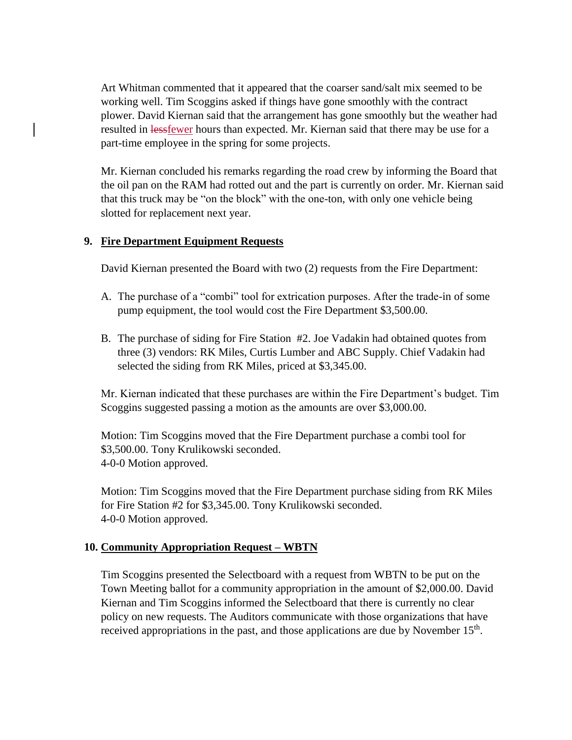Art Whitman commented that it appeared that the coarser sand/salt mix seemed to be working well. Tim Scoggins asked if things have gone smoothly with the contract plower. David Kiernan said that the arrangement has gone smoothly but the weather had resulted in ~~less~~fewer hours than expected. Mr. Kiernan said that there may be use for a part-time employee in the spring for some projects.

Mr. Kiernan concluded his remarks regarding the road crew by informing the Board that the oil pan on the RAM had rotted out and the part is currently on order. Mr. Kiernan said that this truck may be "on the block" with the one-ton, with only one vehicle being slotted for replacement next year.

**9. Fire Department Equipment Requests**

David Kiernan presented the Board with two (2) requests from the Fire Department:

A. The purchase of a "combi" tool for extrication purposes. After the trade-in of some pump equipment, the tool would cost the Fire Department $3,500.00.

B. The purchase of siding for Fire Station #2. Joe Vadakin had obtained quotes from three (3) vendors: RK Miles, Curtis Lumber and ABC Supply. Chief Vadakin had selected the siding from RK Miles, priced at $3,345.00.

Mr. Kiernan indicated that these purchases are within the Fire Department's budget. Tim Scoggins suggested passing a motion as the amounts are over $3,000.00.

Motion: Tim Scoggins moved that the Fire Department purchase a combi tool for $3,500.00. Tony Krulikowski seconded.
4-0-0 Motion approved.

Motion: Tim Scoggins moved that the Fire Department purchase siding from RK Miles for Fire Station #2 for $3,345.00. Tony Krulikowski seconded.
4-0-0 Motion approved.

**10. Community Appropriation Request – WBTN**

Tim Scoggins presented the Selectboard with a request from WBTN to be put on the Town Meeting ballot for a community appropriation in the amount of $2,000.00. David Kiernan and Tim Scoggins informed the Selectboard that there is currently no clear policy on new requests. The Auditors communicate with those organizations that have received appropriations in the past, and those applications are due by November 15th.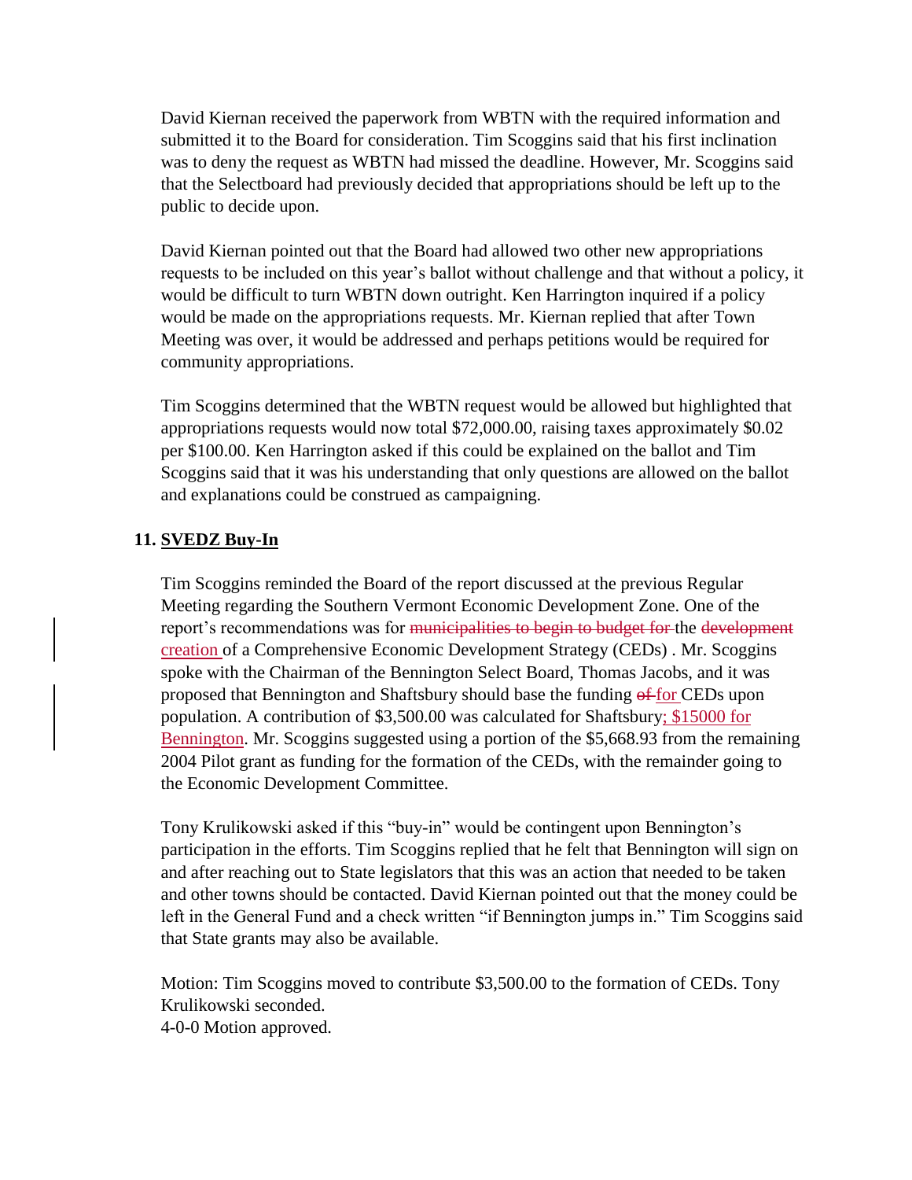David Kiernan received the paperwork from WBTN with the required information and submitted it to the Board for consideration. Tim Scoggins said that his first inclination was to deny the request as WBTN had missed the deadline. However, Mr. Scoggins said that the Selectboard had previously decided that appropriations should be left up to the public to decide upon.

David Kiernan pointed out that the Board had allowed two other new appropriations requests to be included on this year's ballot without challenge and that without a policy, it would be difficult to turn WBTN down outright. Ken Harrington inquired if a policy would be made on the appropriations requests. Mr. Kiernan replied that after Town Meeting was over, it would be addressed and perhaps petitions would be required for community appropriations.

Tim Scoggins determined that the WBTN request would be allowed but highlighted that appropriations requests would now total $72,000.00, raising taxes approximately $0.02 per $100.00. Ken Harrington asked if this could be explained on the ballot and Tim Scoggins said that it was his understanding that only questions are allowed on the ballot and explanations could be construed as campaigning.

**11. SVEDZ Buy-In**

Tim Scoggins reminded the Board of the report discussed at the previous Regular Meeting regarding the Southern Vermont Economic Development Zone. One of the report's recommendations was for ~~municipalities to begin to budget for~~ the ~~development~~ creation of a Comprehensive Economic Development Strategy (CEDs) . Mr. Scoggins spoke with the Chairman of the Bennington Select Board, Thomas Jacobs, and it was proposed that Bennington and Shaftsbury should base the funding ~~of~~ for CEDs upon population. A contribution of $3,500.00 was calculated for Shaftsbury; $15000 for Bennington. Mr. Scoggins suggested using a portion of the $5,668.93 from the remaining 2004 Pilot grant as funding for the formation of the CEDs, with the remainder going to the Economic Development Committee.

Tony Krulikowski asked if this "buy-in" would be contingent upon Bennington's participation in the efforts. Tim Scoggins replied that he felt that Bennington will sign on and after reaching out to State legislators that this was an action that needed to be taken and other towns should be contacted. David Kiernan pointed out that the money could be left in the General Fund and a check written "if Bennington jumps in." Tim Scoggins said that State grants may also be available.

Motion: Tim Scoggins moved to contribute $3,500.00 to the formation of CEDs. Tony Krulikowski seconded.
4-0-0 Motion approved.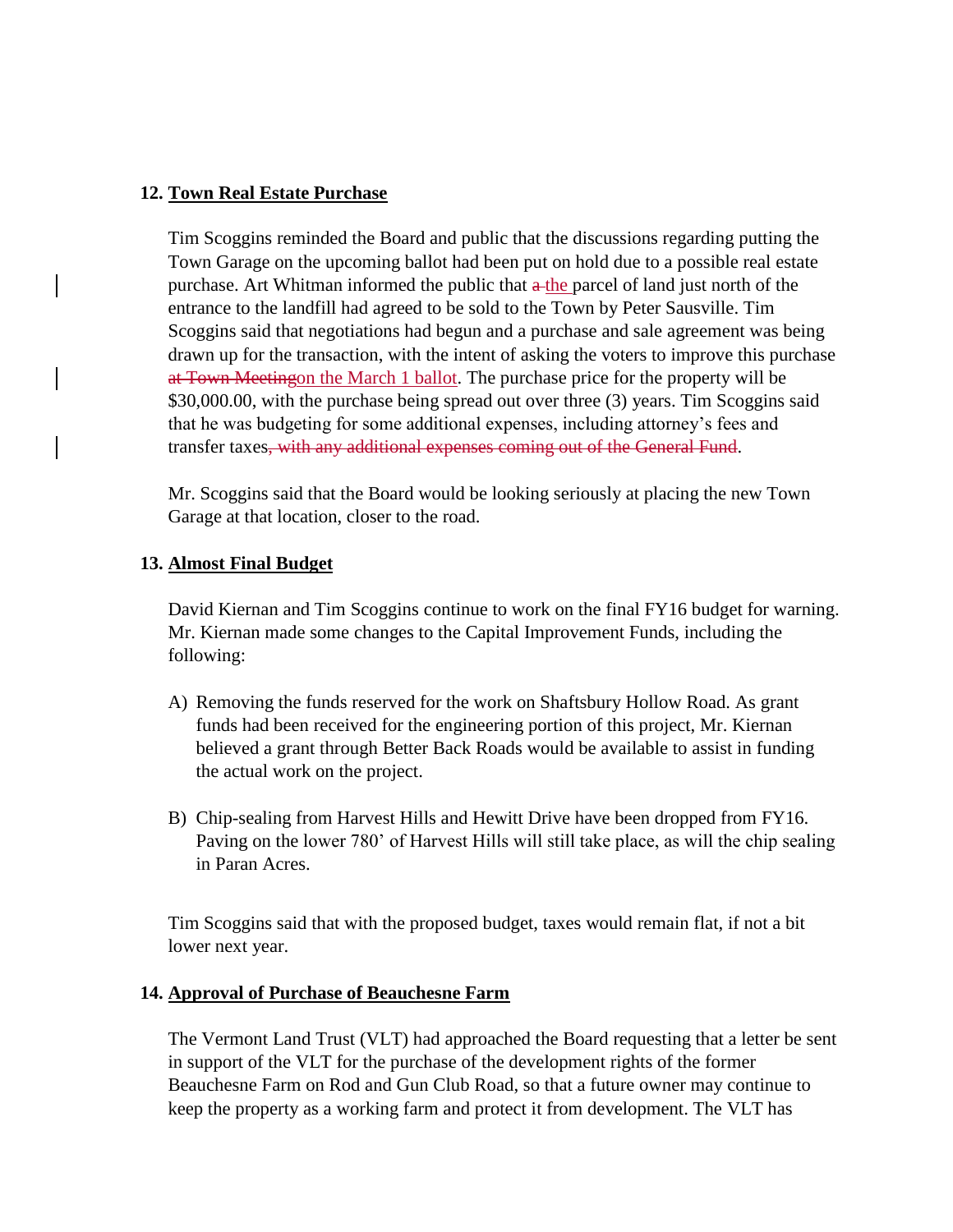**12. Town Real Estate Purchase**

Tim Scoggins reminded the Board and public that the discussions regarding putting the Town Garage on the upcoming ballot had been put on hold due to a possible real estate purchase. Art Whitman informed the public that ~~a~~ the parcel of land just north of the entrance to the landfill had agreed to be sold to the Town by Peter Sausville. Tim Scoggins said that negotiations had begun and a purchase and sale agreement was being drawn up for the transaction, with the intent of asking the voters to improve this purchase ~~at Town Meeting~~on the March 1 ballot. The purchase price for the property will be $30,000.00, with the purchase being spread out over three (3) years. Tim Scoggins said that he was budgeting for some additional expenses, including attorney's fees and transfer taxes~~, with any additional expenses coming out of the General Fund~~.

Mr. Scoggins said that the Board would be looking seriously at placing the new Town Garage at that location, closer to the road.

**13. Almost Final Budget**

David Kiernan and Tim Scoggins continue to work on the final FY16 budget for warning. Mr. Kiernan made some changes to the Capital Improvement Funds, including the following:

A) Removing the funds reserved for the work on Shaftsbury Hollow Road. As grant funds had been received for the engineering portion of this project, Mr. Kiernan believed a grant through Better Back Roads would be available to assist in funding the actual work on the project.

B) Chip-sealing from Harvest Hills and Hewitt Drive have been dropped from FY16. Paving on the lower 780' of Harvest Hills will still take place, as will the chip sealing in Paran Acres.

Tim Scoggins said that with the proposed budget, taxes would remain flat, if not a bit lower next year.

**14. Approval of Purchase of Beauchesne Farm**

The Vermont Land Trust (VLT) had approached the Board requesting that a letter be sent in support of the VLT for the purchase of the development rights of the former Beauchesne Farm on Rod and Gun Club Road, so that a future owner may continue to keep the property as a working farm and protect it from development. The VLT has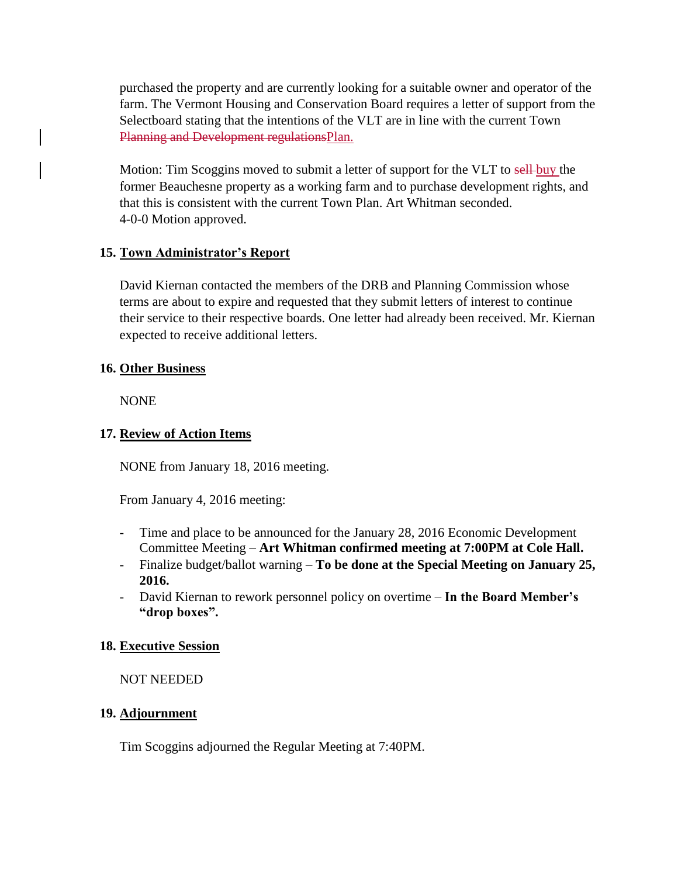purchased the property and are currently looking for a suitable owner and operator of the farm. The Vermont Housing and Conservation Board requires a letter of support from the Selectboard stating that the intentions of the VLT are in line with the current Town ~~Planning and Development regulations~~Plan.

Motion: Tim Scoggins moved to submit a letter of support for the VLT to ~~sell~~ buy the former Beauchesne property as a working farm and to purchase development rights, and that this is consistent with the current Town Plan. Art Whitman seconded.
4-0-0 Motion approved.

### 15. Town Administrator's Report

David Kiernan contacted the members of the DRB and Planning Commission whose terms are about to expire and requested that they submit letters of interest to continue their service to their respective boards. One letter had already been received. Mr. Kiernan expected to receive additional letters.

### 16. Other Business

NONE

### 17. Review of Action Items

NONE from January 18, 2016 meeting.

From January 4, 2016 meeting:

- Time and place to be announced for the January 28, 2016 Economic Development Committee Meeting – **Art Whitman confirmed meeting at 7:00PM at Cole Hall.**
- Finalize budget/ballot warning – **To be done at the Special Meeting on January 25, 2016.**
- David Kiernan to rework personnel policy on overtime – **In the Board Member's "drop boxes".**

### 18. Executive Session

NOT NEEDED

### 19. Adjournment

Tim Scoggins adjourned the Regular Meeting at 7:40PM.